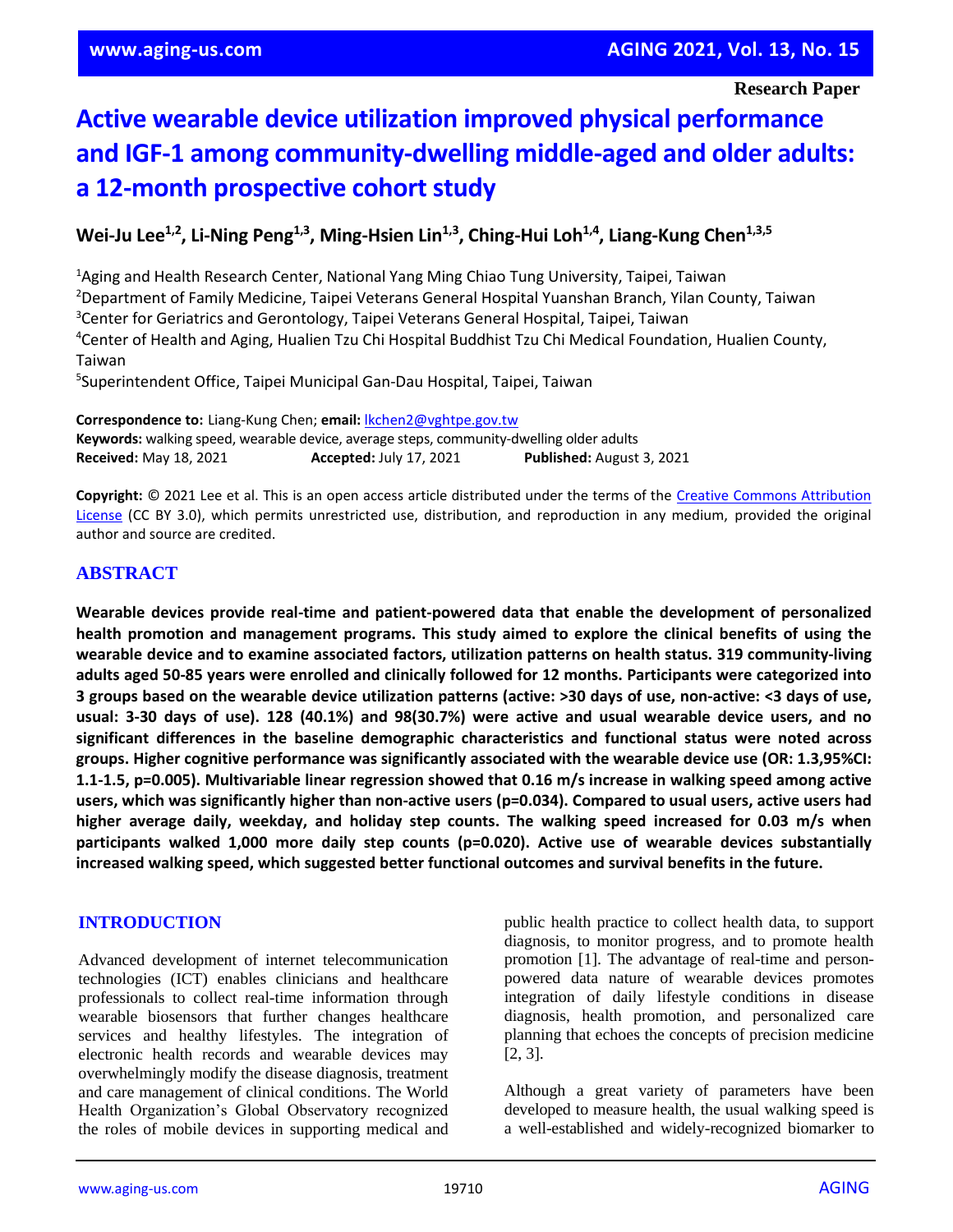Research Paper

# Active wearable device utilization improved physical performance and IGF-1 among community-dwelling middle-aged and older adults: a 12-month prospective cohort study

**Wei-Ju Lee[1,2], Li-Ning Peng[1,3], Ming-Hsien Lin[1,3], Ching-Hui Loh[1,4], Liang-Kung Chen[1,3,5]**

[1]Aging and Health Research Center, National Yang Ming Chiao Tung University, Taipei, Taiwan
[2]Department of Family Medicine, Taipei Veterans General Hospital Yuanshan Branch, Yilan County, Taiwan
[3]Center for Geriatrics and Gerontology, Taipei Veterans General Hospital, Taipei, Taiwan
[4]Center of Health and Aging, Hualien Tzu Chi Hospital Buddhist Tzu Chi Medical Foundation, Hualien County, Taiwan
[5]Superintendent Office, Taipei Municipal Gan-Dau Hospital, Taipei, Taiwan

**Correspondence to:** Liang-Kung Chen; **email:** lkchen2@vghtpe.gov.tw
**Keywords:** walking speed, wearable device, average steps, community-dwelling older adults
**Received:** May 18, 2021 **Accepted:** July 17, 2021 **Published:** August 3, 2021

**Copyright:** © 2021 Lee et al. This is an open access article distributed under the terms of the Creative Commons Attribution License (CC BY 3.0), which permits unrestricted use, distribution, and reproduction in any medium, provided the original author and source are credited.

## ABSTRACT

**Wearable devices provide real-time and patient-powered data that enable the development of personalized health promotion and management programs. This study aimed to explore the clinical benefits of using the wearable device and to examine associated factors, utilization patterns on health status. 319 community-living adults aged 50-85 years were enrolled and clinically followed for 12 months. Participants were categorized into 3 groups based on the wearable device utilization patterns (active: >30 days of use, non-active: <3 days of use, usual: 3-30 days of use). 128 (40.1%) and 98(30.7%) were active and usual wearable device users, and no significant differences in the baseline demographic characteristics and functional status were noted across groups. Higher cognitive performance was significantly associated with the wearable device use (OR: 1.3,95%CI: 1.1-1.5, p=0.005). Multivariable linear regression showed that 0.16 m/s increase in walking speed among active users, which was significantly higher than non-active users (p=0.034). Compared to usual users, active users had higher average daily, weekday, and holiday step counts. The walking speed increased for 0.03 m/s when participants walked 1,000 more daily step counts (p=0.020). Active use of wearable devices substantially increased walking speed, which suggested better functional outcomes and survival benefits in the future.**

## INTRODUCTION

Advanced development of internet telecommunication technologies (ICT) enables clinicians and healthcare professionals to collect real-time information through wearable biosensors that further changes healthcare services and healthy lifestyles. The integration of electronic health records and wearable devices may overwhelmingly modify the disease diagnosis, treatment and care management of clinical conditions. The World Health Organization's Global Observatory recognized the roles of mobile devices in supporting medical and public health practice to collect health data, to support diagnosis, to monitor progress, and to promote health promotion [1]. The advantage of real-time and person-powered data nature of wearable devices promotes integration of daily lifestyle conditions in disease diagnosis, health promotion, and personalized care planning that echoes the concepts of precision medicine [2, 3].

Although a great variety of parameters have been developed to measure health, the usual walking speed is a well-established and widely-recognized biomarker to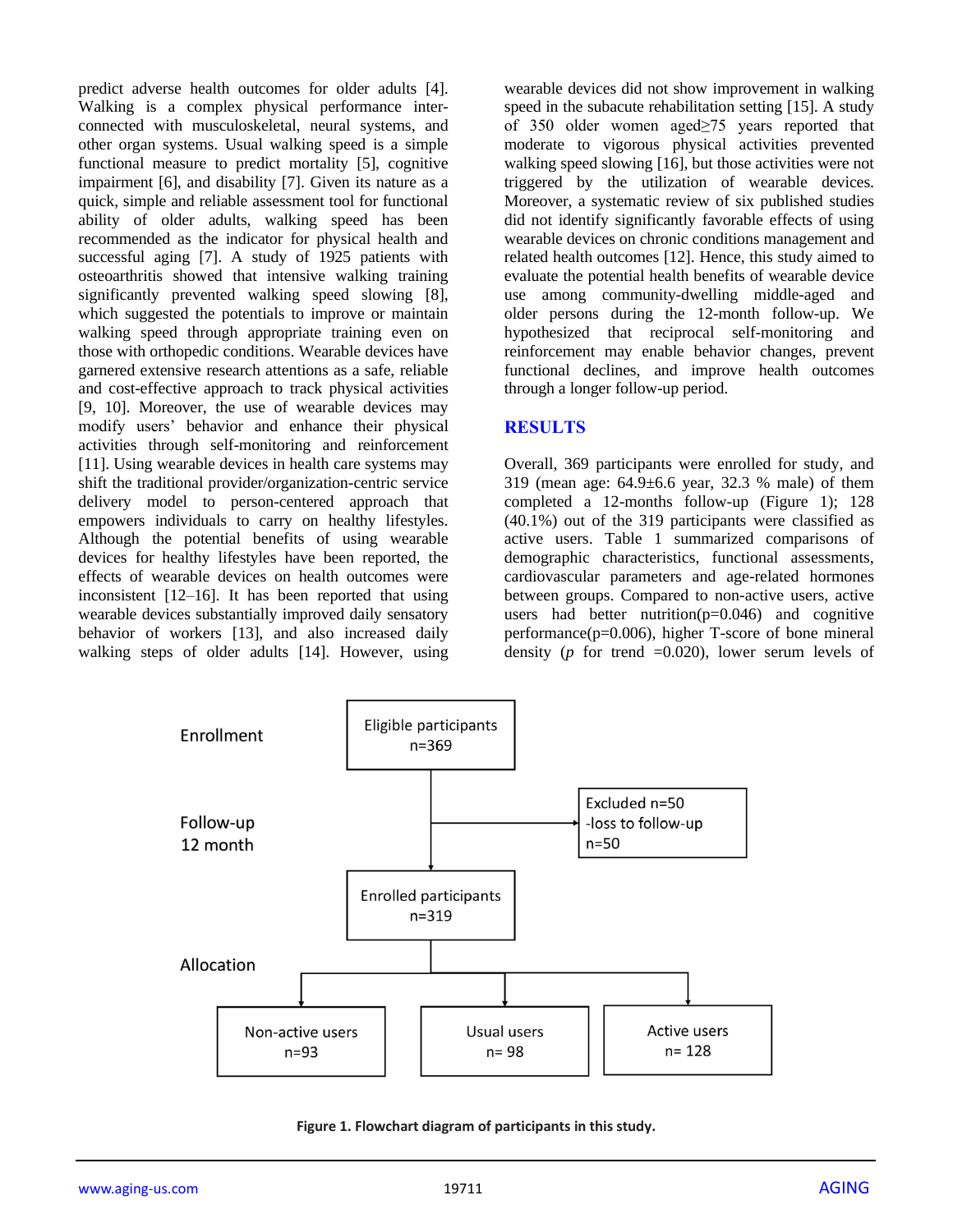predict adverse health outcomes for older adults [4]. Walking is a complex physical performance inter-connected with musculoskeletal, neural systems, and other organ systems. Usual walking speed is a simple functional measure to predict mortality [5], cognitive impairment [6], and disability [7]. Given its nature as a quick, simple and reliable assessment tool for functional ability of older adults, walking speed has been recommended as the indicator for physical health and successful aging [7]. A study of 1925 patients with osteoarthritis showed that intensive walking training significantly prevented walking speed slowing [8], which suggested the potentials to improve or maintain walking speed through appropriate training even on those with orthopedic conditions. Wearable devices have garnered extensive research attentions as a safe, reliable and cost-effective approach to track physical activities [9, 10]. Moreover, the use of wearable devices may modify users' behavior and enhance their physical activities through self-monitoring and reinforcement [11]. Using wearable devices in health care systems may shift the traditional provider/organization-centric service delivery model to person-centered approach that empowers individuals to carry on healthy lifestyles. Although the potential benefits of using wearable devices for healthy lifestyles have been reported, the effects of wearable devices on health outcomes were inconsistent [12–16]. It has been reported that using wearable devices substantially improved daily sensatory behavior of workers [13], and also increased daily walking steps of older adults [14]. However, using wearable devices did not show improvement in walking speed in the subacute rehabilitation setting [15]. A study of 350 older women aged≥75 years reported that moderate to vigorous physical activities prevented walking speed slowing [16], but those activities were not triggered by the utilization of wearable devices. Moreover, a systematic review of six published studies did not identify significantly favorable effects of using wearable devices on chronic conditions management and related health outcomes [12]. Hence, this study aimed to evaluate the potential health benefits of wearable device use among community-dwelling middle-aged and older persons during the 12-month follow-up. We hypothesized that reciprocal self-monitoring and reinforcement may enable behavior changes, prevent functional declines, and improve health outcomes through a longer follow-up period.

## RESULTS

Overall, 369 participants were enrolled for study, and 319 (mean age: 64.9±6.6 year, 32.3 % male) of them completed a 12-months follow-up (Figure 1); 128 (40.1%) out of the 319 participants were classified as active users. Table 1 summarized comparisons of demographic characteristics, functional assessments, cardiovascular parameters and age-related hormones between groups. Compared to non-active users, active users had better nutrition(p=0.046) and cognitive performance(p=0.006), higher T-score of bone mineral density (*p* for trend =0.020), lower serum levels of

**Figure 1. Flowchart diagram of participants in this study.**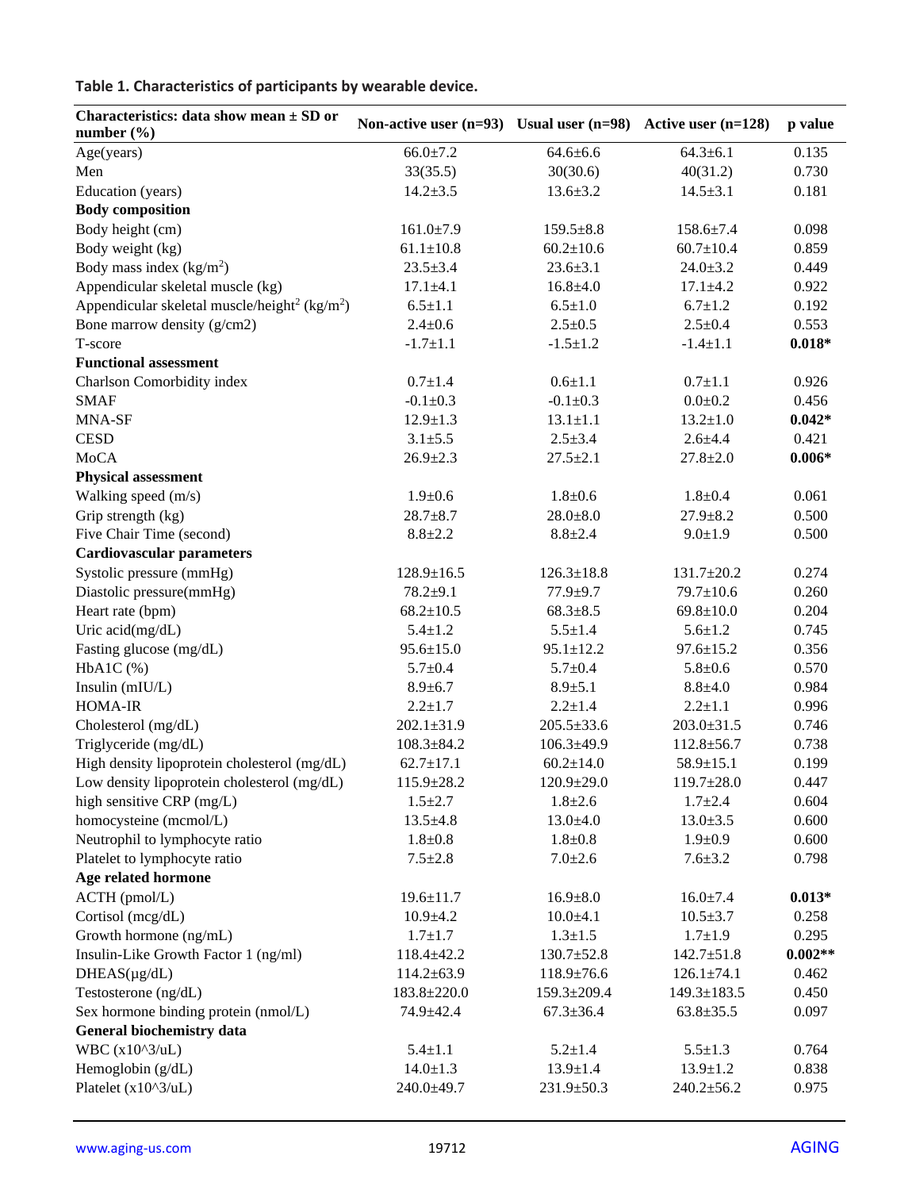**Table 1. Characteristics of participants by wearable device.**

| Characteristics: data show mean ± SD or number (%) | Non-active user (n=93) | Usual user (n=98) | Active user (n=128) | p value |
|---|---|---|---|---|
| Age(years) | 66.0±7.2 | 64.6±6.6 | 64.3±6.1 | 0.135 |
| Men | 33(35.5) | 30(30.6) | 40(31.2) | 0.730 |
| Education (years) | 14.2±3.5 | 13.6±3.2 | 14.5±3.1 | 0.181 |
| **Body composition** | | | | |
| Body height (cm) | 161.0±7.9 | 159.5±8.8 | 158.6±7.4 | 0.098 |
| Body weight (kg) | 61.1±10.8 | 60.2±10.6 | 60.7±10.4 | 0.859 |
| Body mass index (kg/m$^2$) | 23.5±3.4 | 23.6±3.1 | 24.0±3.2 | 0.449 |
| Appendicular skeletal muscle (kg) | 17.1±4.1 | 16.8±4.0 | 17.1±4.2 | 0.922 |
| Appendicular skeletal muscle/height$^2$ (kg/m$^2$) | 6.5±1.1 | 6.5±1.0 | 6.7±1.2 | 0.192 |
| Bone marrow density (g/cm2) | 2.4±0.6 | 2.5±0.5 | 2.5±0.4 | 0.553 |
| T-score | -1.7±1.1 | -1.5±1.2 | -1.4±1.1 | **0.018*** |
| **Functional assessment** | | | | |
| Charlson Comorbidity index | 0.7±1.4 | 0.6±1.1 | 0.7±1.1 | 0.926 |
| SMAF | -0.1±0.3 | -0.1±0.3 | 0.0±0.2 | 0.456 |
| MNA-SF | 12.9±1.3 | 13.1±1.1 | 13.2±1.0 | **0.042*** |
| CESD | 3.1±5.5 | 2.5±3.4 | 2.6±4.4 | 0.421 |
| MoCA | 26.9±2.3 | 27.5±2.1 | 27.8±2.0 | **0.006*** |
| **Physical assessment** | | | | |
| Walking speed (m/s) | 1.9±0.6 | 1.8±0.6 | 1.8±0.4 | 0.061 |
| Grip strength (kg) | 28.7±8.7 | 28.0±8.0 | 27.9±8.2 | 0.500 |
| Five Chair Time (second) | 8.8±2.2 | 8.8±2.4 | 9.0±1.9 | 0.500 |
| **Cardiovascular parameters** | | | | |
| Systolic pressure (mmHg) | 128.9±16.5 | 126.3±18.8 | 131.7±20.2 | 0.274 |
| Diastolic pressure(mmHg) | 78.2±9.1 | 77.9±9.7 | 79.7±10.6 | 0.260 |
| Heart rate (bpm) | 68.2±10.5 | 68.3±8.5 | 69.8±10.0 | 0.204 |
| Uric acid(mg/dL) | 5.4±1.2 | 5.5±1.4 | 5.6±1.2 | 0.745 |
| Fasting glucose (mg/dL) | 95.6±15.0 | 95.1±12.2 | 97.6±15.2 | 0.356 |
| HbA1C (%) | 5.7±0.4 | 5.7±0.4 | 5.8±0.6 | 0.570 |
| Insulin (mIU/L) | 8.9±6.7 | 8.9±5.1 | 8.8±4.0 | 0.984 |
| HOMA-IR | 2.2±1.7 | 2.2±1.4 | 2.2±1.1 | 0.996 |
| Cholesterol (mg/dL) | 202.1±31.9 | 205.5±33.6 | 203.0±31.5 | 0.746 |
| Triglyceride (mg/dL) | 108.3±84.2 | 106.3±49.9 | 112.8±56.7 | 0.738 |
| High density lipoprotein cholesterol (mg/dL) | 62.7±17.1 | 60.2±14.0 | 58.9±15.1 | 0.199 |
| Low density lipoprotein cholesterol (mg/dL) | 115.9±28.2 | 120.9±29.0 | 119.7±28.0 | 0.447 |
| high sensitive CRP (mg/L) | 1.5±2.7 | 1.8±2.6 | 1.7±2.4 | 0.604 |
| homocysteine (mcmol/L) | 13.5±4.8 | 13.0±4.0 | 13.0±3.5 | 0.600 |
| Neutrophil to lymphocyte ratio | 1.8±0.8 | 1.8±0.8 | 1.9±0.9 | 0.600 |
| Platelet to lymphocyte ratio | 7.5±2.8 | 7.0±2.6 | 7.6±3.2 | 0.798 |
| **Age related hormone** | | | | |
| ACTH (pmol/L) | 19.6±11.7 | 16.9±8.0 | 16.0±7.4 | **0.013*** |
| Cortisol (mcg/dL) | 10.9±4.2 | 10.0±4.1 | 10.5±3.7 | 0.258 |
| Growth hormone (ng/mL) | 1.7±1.7 | 1.3±1.5 | 1.7±1.9 | 0.295 |
| Insulin-Like Growth Factor 1 (ng/ml) | 118.4±42.2 | 130.7±52.8 | 142.7±51.8 | **0.002**** |
| DHEAS(μg/dL) | 114.2±63.9 | 118.9±76.6 | 126.1±74.1 | 0.462 |
| Testosterone (ng/dL) | 183.8±220.0 | 159.3±209.4 | 149.3±183.5 | 0.450 |
| Sex hormone binding protein (nmol/L) | 74.9±42.4 | 67.3±36.4 | 63.8±35.5 | 0.097 |
| **General biochemistry data** | | | | |
| WBC (x10^3/uL) | 5.4±1.1 | 5.2±1.4 | 5.5±1.3 | 0.764 |
| Hemoglobin (g/dL) | 14.0±1.3 | 13.9±1.4 | 13.9±1.2 | 0.838 |
| Platelet (x10^3/uL) | 240.0±49.7 | 231.9±50.3 | 240.2±56.2 | 0.975 |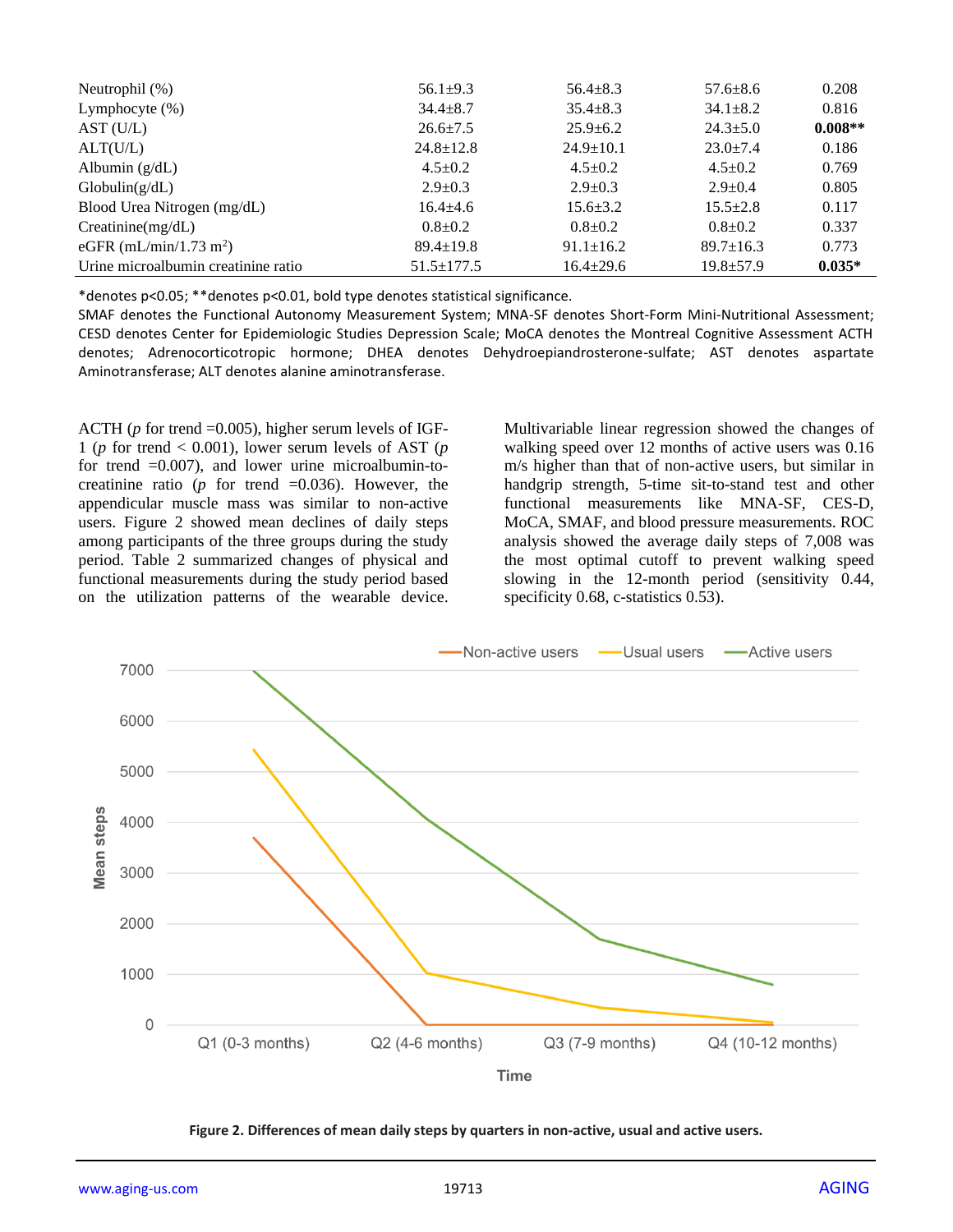| | | | | |
|---|---|---|---|---|
| Neutrophil (%) | 56.1±9.3 | 56.4±8.3 | 57.6±8.6 | 0.208 |
| Lymphocyte (%) | 34.4±8.7 | 35.4±8.3 | 34.1±8.2 | 0.816 |
| AST (U/L) | 26.6±7.5 | 25.9±6.2 | 24.3±5.0 | **0.008**** |
| ALT(U/L) | 24.8±12.8 | 24.9±10.1 | 23.0±7.4 | 0.186 |
| Albumin (g/dL) | 4.5±0.2 | 4.5±0.2 | 4.5±0.2 | 0.769 |
| Globulin(g/dL) | 2.9±0.3 | 2.9±0.3 | 2.9±0.4 | 0.805 |
| Blood Urea Nitrogen (mg/dL) | 16.4±4.6 | 15.6±3.2 | 15.5±2.8 | 0.117 |
| Creatinine(mg/dL) | 0.8±0.2 | 0.8±0.2 | 0.8±0.2 | 0.337 |
| eGFR (mL/min/1.73 $m^2$) | 89.4±19.8 | 91.1±16.2 | 89.7±16.3 | 0.773 |
| Urine microalbumin creatinine ratio | 51.5±177.5 | 16.4±29.6 | 19.8±57.9 | **0.035*** |

*denotes p<0.05; **denotes p<0.01, bold type denotes statistical significance.

SMAF denotes the Functional Autonomy Measurement System; MNA-SF denotes Short-Form Mini-Nutritional Assessment; CESD denotes Center for Epidemiologic Studies Depression Scale; MoCA denotes the Montreal Cognitive Assessment ACTH denotes; Adrenocorticotropic hormone; DHEA denotes Dehydroepiandrosterone-sulfate; AST denotes aspartate Aminotransferase; ALT denotes alanine aminotransferase.

ACTH (*p* for trend =0.005), higher serum levels of IGF-1 (*p* for trend < 0.001), and lower serum levels of AST (*p* for trend =0.007), and lower urine microalbumin-to-creatinine ratio (*p* for trend =0.036). However, the appendicular muscle mass was similar to non-active users. Figure 2 showed mean declines of daily steps among participants of the three groups during the study period. Table 2 summarized changes of physical and functional measurements during the study period based on the utilization patterns of the wearable device. Multivariable linear regression showed the changes of walking speed over 12 months of active users was 0.16 m/s higher than that of non-active users, but similar in handgrip strength, 5-time sit-to-stand test and other functional measurements like MNA-SF, CES-D, MoCA, SMAF, and blood pressure measurements. ROC analysis showed the average daily steps of 7,008 was the most optimal cutoff to prevent walking speed slowing in the 12-month period (sensitivity 0.44, specificity 0.68, c-statistics 0.53).

**Figure 2. Differences of mean daily steps by quarters in non-active, usual and active users.**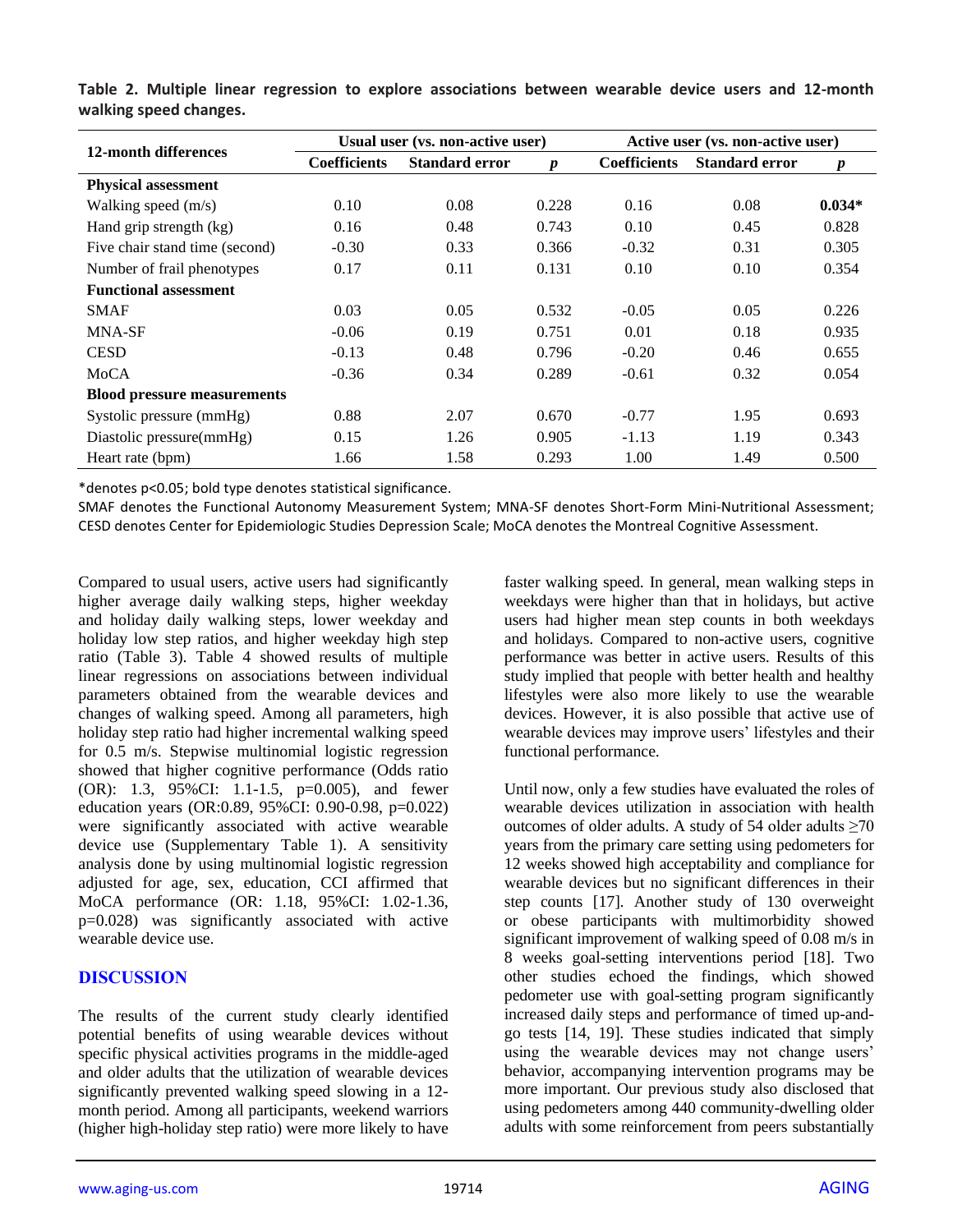**Table 2. Multiple linear regression to explore associations between wearable device users and 12-month walking speed changes.**

| 12-month differences | Usual user (vs. non-active user) | | | Active user (vs. non-active user) | | |
|---|---|---|---|---|---|---|
| | Coefficients | Standard error | *p* | Coefficients | Standard error | *p* |
| **Physical assessment** | | | | | | |
| Walking speed (m/s) | 0.10 | 0.08 | 0.228 | 0.16 | 0.08 | **0.034*** |
| Hand grip strength (kg) | 0.16 | 0.48 | 0.743 | 0.10 | 0.45 | 0.828 |
| Five chair stand time (second) | -0.30 | 0.33 | 0.366 | -0.32 | 0.31 | 0.305 |
| Number of frail phenotypes | 0.17 | 0.11 | 0.131 | 0.10 | 0.10 | 0.354 |
| **Functional assessment** | | | | | | |
| SMAF | 0.03 | 0.05 | 0.532 | -0.05 | 0.05 | 0.226 |
| MNA-SF | -0.06 | 0.19 | 0.751 | 0.01 | 0.18 | 0.935 |
| CESD | -0.13 | 0.48 | 0.796 | -0.20 | 0.46 | 0.655 |
| MoCA | -0.36 | 0.34 | 0.289 | -0.61 | 0.32 | 0.054 |
| **Blood pressure measurements** | | | | | | |
| Systolic pressure (mmHg) | 0.88 | 2.07 | 0.670 | -0.77 | 1.95 | 0.693 |
| Diastolic pressure(mmHg) | 0.15 | 1.26 | 0.905 | -1.13 | 1.19 | 0.343 |
| Heart rate (bpm) | 1.66 | 1.58 | 0.293 | 1.00 | 1.49 | 0.500 |

*denotes p<0.05; bold type denotes statistical significance.

SMAF denotes the Functional Autonomy Measurement System; MNA-SF denotes Short-Form Mini-Nutritional Assessment; CESD denotes Center for Epidemiologic Studies Depression Scale; MoCA denotes the Montreal Cognitive Assessment.

Compared to usual users, active users had significantly higher average daily walking steps, higher weekday and holiday daily walking steps, lower weekday and holiday low step ratios, and higher weekday high step ratio (Table 3). Table 4 showed results of multiple linear regressions on associations between individual parameters obtained from the wearable devices and changes of walking speed. Among all parameters, high holiday step ratio had higher incremental walking speed for 0.5 m/s. Stepwise multinomial logistic regression showed that higher cognitive performance (Odds ratio (OR): 1.3, 95%CI: 1.1-1.5, p=0.005), and fewer education years (OR:0.89, 95%CI: 0.90-0.98, p=0.022) were significantly associated with active wearable device use (Supplementary Table 1). A sensitivity analysis done by using multinomial logistic regression adjusted for age, sex, education, CCI affirmed that MoCA performance (OR: 1.18, 95%CI: 1.02-1.36, p=0.028) was significantly associated with active wearable device use.

## DISCUSSION

The results of the current study clearly identified potential benefits of using wearable devices without specific physical activities programs in the middle-aged and older adults that the utilization of wearable devices significantly prevented walking speed slowing in a 12-month period. Among all participants, weekend warriors (higher high-holiday step ratio) were more likely to have faster walking speed. In general, mean walking steps in weekdays were higher than that in holidays, but active users had higher mean step counts in both weekdays and holidays. Compared to non-active users, cognitive performance was better in active users. Results of this study implied that people with better health and healthy lifestyles were also more likely to use the wearable devices. However, it is also possible that active use of wearable devices may improve users' lifestyles and their functional performance.

Until now, only a few studies have evaluated the roles of wearable devices utilization in association with health outcomes of older adults. A study of 54 older adults ≥70 years from the primary care setting using pedometers for 12 weeks showed high acceptability and compliance for wearable devices but no significant differences in their step counts [17]. Another study of 130 overweight or obese participants with multimorbidity showed significant improvement of walking speed of 0.08 m/s in 8 weeks goal-setting interventions period [18]. Two other studies echoed the findings, which showed pedometer use with goal-setting program significantly increased daily steps and performance of timed up-and-go tests [14, 19]. These studies indicated that simply using the wearable devices may not change users' behavior, accompanying intervention programs may be more important. Our previous study also disclosed that using pedometers among 440 community-dwelling older adults with some reinforcement from peers substantially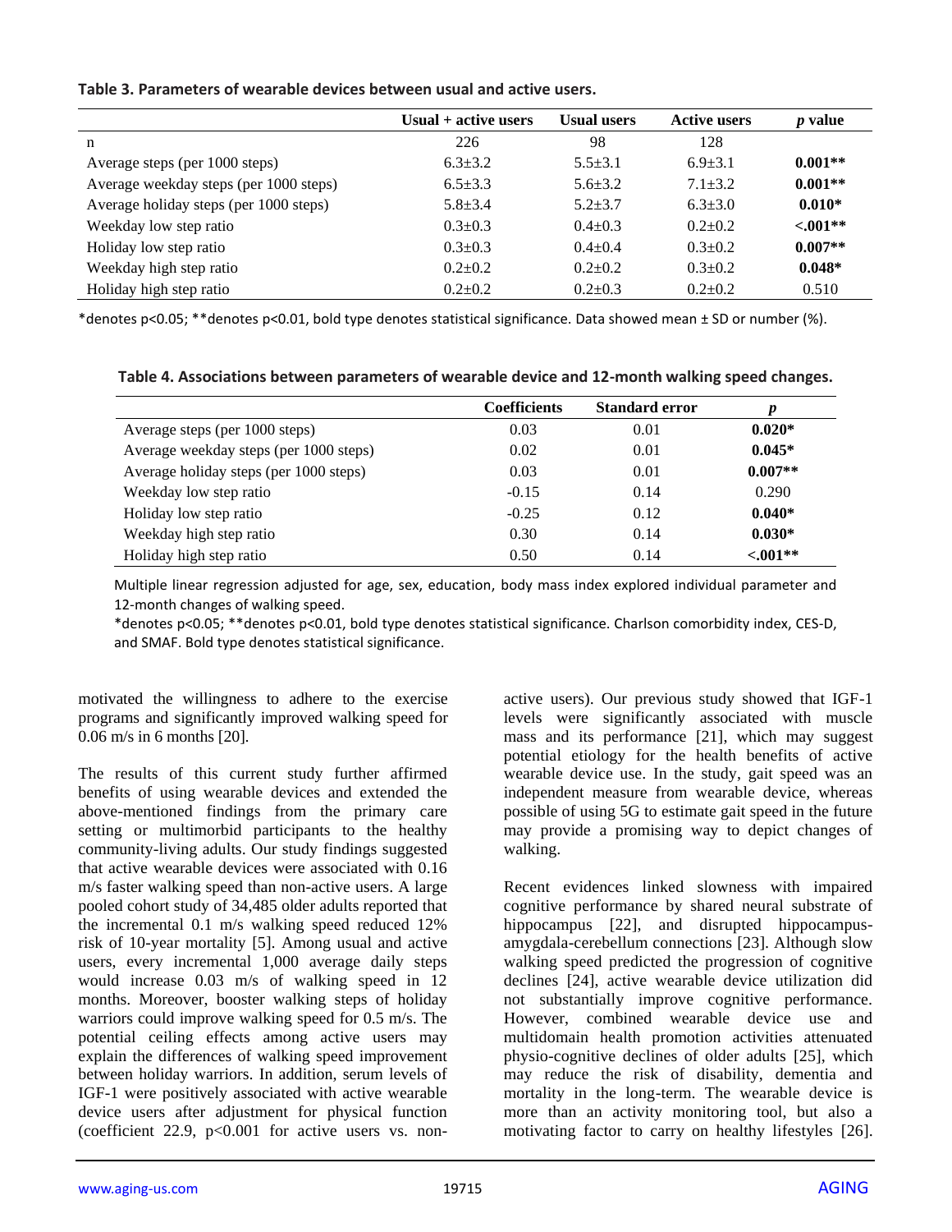**Table 3. Parameters of wearable devices between usual and active users.**

| | Usual + active users | Usual users | Active users | *p* value |
|---|---|---|---|---|
| n | 226 | 98 | 128 | |
| Average steps (per 1000 steps) | 6.3±3.2 | 5.5±3.1 | 6.9±3.1 | **0.001**** |
| Average weekday steps (per 1000 steps) | 6.5±3.3 | 5.6±3.2 | 7.1±3.2 | **0.001**** |
| Average holiday steps (per 1000 steps) | 5.8±3.4 | 5.2±3.7 | 6.3±3.0 | **0.010*** |
| Weekday low step ratio | 0.3±0.3 | 0.4±0.3 | 0.2±0.2 | **<.001**** |
| Holiday low step ratio | 0.3±0.3 | 0.4±0.4 | 0.3±0.2 | **0.007**** |
| Weekday high step ratio | 0.2±0.2 | 0.2±0.2 | 0.3±0.2 | **0.048*** |
| Holiday high step ratio | 0.2±0.2 | 0.2±0.3 | 0.2±0.2 | 0.510 |

*denotes p<0.05; **denotes p<0.01, bold type denotes statistical significance. Data showed mean ± SD or number (%).

**Table 4. Associations between parameters of wearable device and 12-month walking speed changes.**

| | Coefficients | Standard error | *p* |
|---|---|---|---|
| Average steps (per 1000 steps) | 0.03 | 0.01 | **0.020*** |
| Average weekday steps (per 1000 steps) | 0.02 | 0.01 | **0.045*** |
| Average holiday steps (per 1000 steps) | 0.03 | 0.01 | **0.007**** |
| Weekday low step ratio | -0.15 | 0.14 | 0.290 |
| Holiday low step ratio | -0.25 | 0.12 | **0.040*** |
| Weekday high step ratio | 0.30 | 0.14 | **0.030*** |
| Holiday high step ratio | 0.50 | 0.14 | **<.001**** |

Multiple linear regression adjusted for age, sex, education, body mass index explored individual parameter and 12-month changes of walking speed.

*denotes p<0.05; **denotes p<0.01, bold type denotes statistical significance. Charlson comorbidity index, CES-D, and SMAF. Bold type denotes statistical significance.

motivated the willingness to adhere to the exercise programs and significantly improved walking speed for 0.06 m/s in 6 months [20].

The results of this current study further affirmed benefits of using wearable devices and extended the above-mentioned findings from the primary care setting or multimorbid participants to the healthy community-living adults. Our study findings suggested that active wearable devices were associated with 0.16 m/s faster walking speed than non-active users. A large pooled cohort study of 34,485 older adults reported that the incremental 0.1 m/s walking speed reduced 12% risk of 10-year mortality [5]. Among usual and active users, every incremental 1,000 average daily steps would increase 0.03 m/s of walking speed in 12 months. Moreover, booster walking steps of holiday warriors could improve walking speed for 0.5 m/s. The potential ceiling effects among active users may explain the differences of walking speed improvement between holiday warriors. In addition, serum levels of IGF-1 were positively associated with active wearable device users after adjustment for physical function (coefficient 22.9, p<0.001 for active users vs. non-active users). Our previous study showed that IGF-1 levels were significantly associated with muscle mass and its performance [21], which may suggest potential etiology for the health benefits of active wearable device use. In the study, gait speed was an independent measure from wearable device, whereas possible of using 5G to estimate gait speed in the future may provide a promising way to depict changes of walking.

Recent evidences linked slowness with impaired cognitive performance by shared neural substrate of hippocampus [22], and disrupted hippocampus-amygdala-cerebellum connections [23]. Although slow walking speed predicted the progression of cognitive declines [24], active wearable device utilization did not substantially improve cognitive performance. However, combined wearable device use and multidomain health promotion activities attenuated physio-cognitive declines of older adults [25], which may reduce the risk of disability, dementia and mortality in the long-term. The wearable device is more than an activity monitoring tool, but also a motivating factor to carry on healthy lifestyles [26].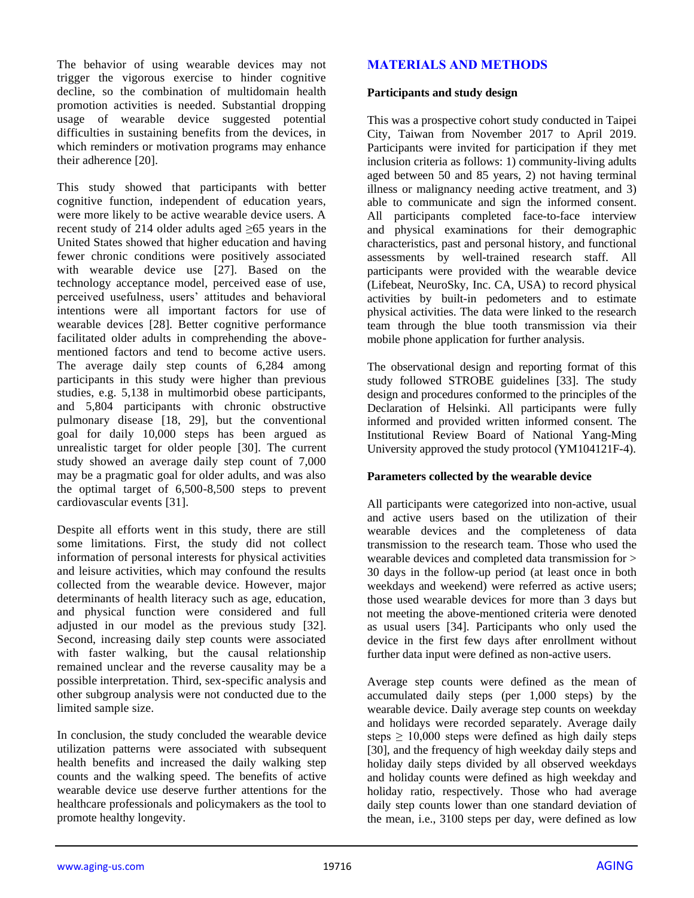The behavior of using wearable devices may not trigger the vigorous exercise to hinder cognitive decline, so the combination of multidomain health promotion activities is needed. Substantial dropping usage of wearable device suggested potential difficulties in sustaining benefits from the devices, in which reminders or motivation programs may enhance their adherence [20].

This study showed that participants with better cognitive function, independent of education years, were more likely to be active wearable device users. A recent study of 214 older adults aged ≥65 years in the United States showed that higher education and having fewer chronic conditions were positively associated with wearable device use [27]. Based on the technology acceptance model, perceived ease of use, perceived usefulness, users' attitudes and behavioral intentions were all important factors for use of wearable devices [28]. Better cognitive performance facilitated older adults in comprehending the above-mentioned factors and tend to become active users. The average daily step counts of 6,284 among participants in this study were higher than previous studies, e.g. 5,138 in multimorbid obese participants, and 5,804 participants with chronic obstructive pulmonary disease [18, 29], but the conventional goal for daily 10,000 steps has been argued as unrealistic target for older people [30]. The current study showed an average daily step count of 7,000 may be a pragmatic goal for older adults, and was also the optimal target of 6,500-8,500 steps to prevent cardiovascular events [31].

Despite all efforts went in this study, there are still some limitations. First, the study did not collect information of personal interests for physical activities and leisure activities, which may confound the results collected from the wearable device. However, major determinants of health literacy such as age, education, and physical function were considered and full adjusted in our model as the previous study [32]. Second, increasing daily step counts were associated with faster walking, but the causal relationship remained unclear and the reverse causality may be a possible interpretation. Third, sex-specific analysis and other subgroup analysis were not conducted due to the limited sample size.

In conclusion, the study concluded the wearable device utilization patterns were associated with subsequent health benefits and increased the daily walking step counts and the walking speed. The benefits of active wearable device use deserve further attentions for the healthcare professionals and policymakers as the tool to promote healthy longevity.

## MATERIALS AND METHODS

### Participants and study design

This was a prospective cohort study conducted in Taipei City, Taiwan from November 2017 to April 2019. Participants were invited for participation if they met inclusion criteria as follows: 1) community-living adults aged between 50 and 85 years, 2) not having terminal illness or malignancy needing active treatment, and 3) able to communicate and sign the informed consent. All participants completed face-to-face interview and physical examinations for their demographic characteristics, past and personal history, and functional assessments by well-trained research staff. All participants were provided with the wearable device (Lifebeat, NeuroSky, Inc. CA, USA) to record physical activities by built-in pedometers and to estimate physical activities. The data were linked to the research team through the blue tooth transmission via their mobile phone application for further analysis.

The observational design and reporting format of this study followed STROBE guidelines [33]. The study design and procedures conformed to the principles of the Declaration of Helsinki. All participants were fully informed and provided written informed consent. The Institutional Review Board of National Yang-Ming University approved the study protocol (YM104121F-4).

### Parameters collected by the wearable device

All participants were categorized into non-active, usual and active users based on the utilization of their wearable devices and the completeness of data transmission to the research team. Those who used the wearable devices and completed data transmission for > 30 days in the follow-up period (at least once in both weekdays and weekend) were referred as active users; those used wearable devices for more than 3 days but not meeting the above-mentioned criteria were denoted as usual users [34]. Participants who only used the device in the first few days after enrollment without further data input were defined as non-active users.

Average step counts were defined as the mean of accumulated daily steps (per 1,000 steps) by the wearable device. Daily average step counts on weekday and holidays were recorded separately. Average daily steps ≥ 10,000 steps were defined as high daily steps [30], and the frequency of high weekday daily steps and holiday daily steps divided by all observed weekdays and holiday counts were defined as high weekday and holiday ratio, respectively. Those who had average daily step counts lower than one standard deviation of the mean, i.e., 3100 steps per day, were defined as low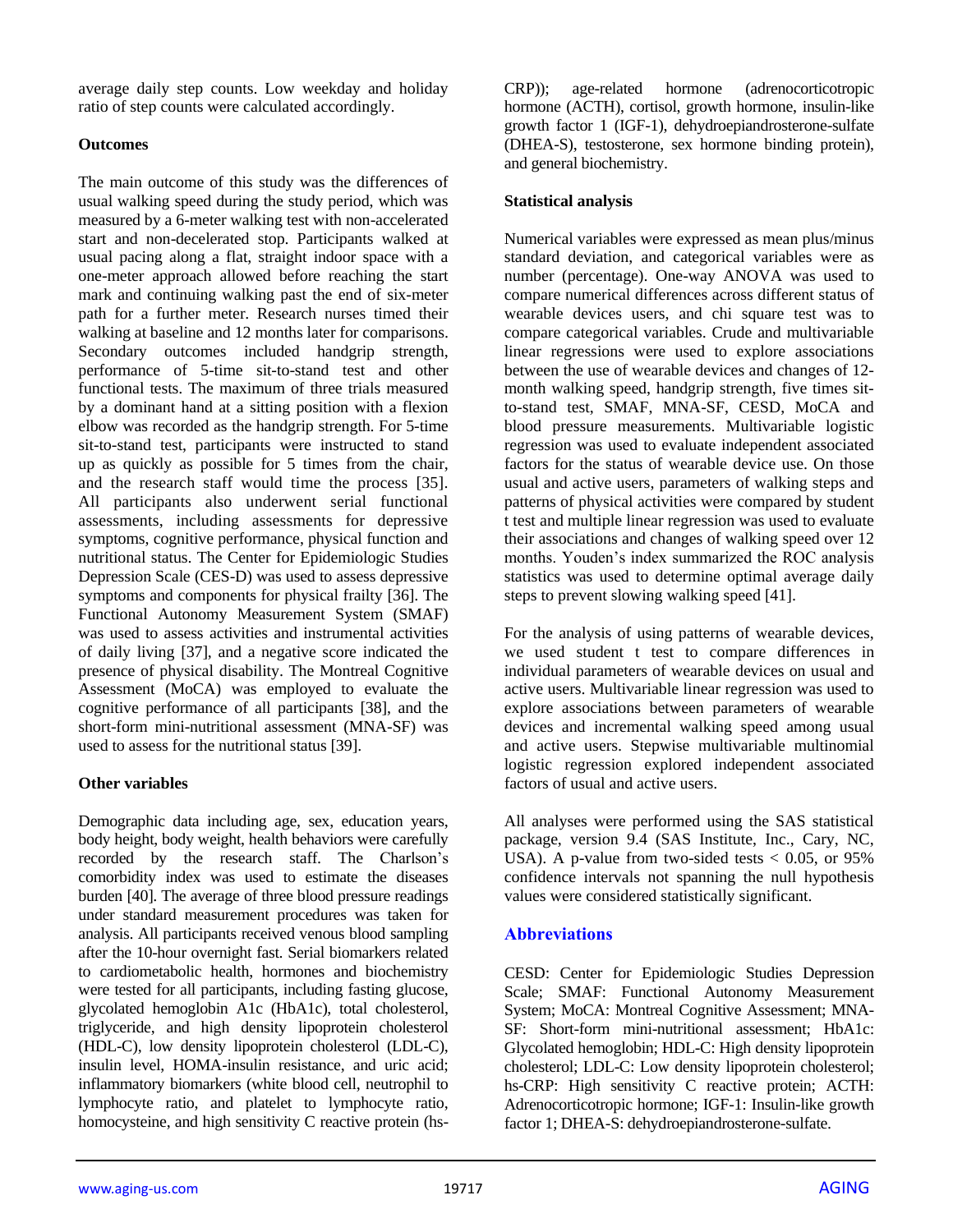average daily step counts. Low weekday and holiday ratio of step counts were calculated accordingly.

### Outcomes

The main outcome of this study was the differences of usual walking speed during the study period, which was measured by a 6-meter walking test with non-accelerated start and non-decelerated stop. Participants walked at usual pacing along a flat, straight indoor space with a one-meter approach allowed before reaching the start mark and continuing walking past the end of six-meter path for a further meter. Research nurses timed their walking at baseline and 12 months later for comparisons. Secondary outcomes included handgrip strength, performance of 5-time sit-to-stand test and other functional tests. The maximum of three trials measured by a dominant hand at a sitting position with a flexion elbow was recorded as the handgrip strength. For 5-time sit-to-stand test, participants were instructed to stand up as quickly as possible for 5 times from the chair, and the research staff would time the process [35]. All participants also underwent serial functional assessments, including assessments for depressive symptoms, cognitive performance, physical function and nutritional status. The Center for Epidemiologic Studies Depression Scale (CES-D) was used to assess depressive symptoms and components for physical frailty [36]. The Functional Autonomy Measurement System (SMAF) was used to assess activities and instrumental activities of daily living [37], and a negative score indicated the presence of physical disability. The Montreal Cognitive Assessment (MoCA) was employed to evaluate the cognitive performance of all participants [38], and the short-form mini-nutritional assessment (MNA-SF) was used to assess for the nutritional status [39].

### Other variables

Demographic data including age, sex, education years, body height, body weight, health behaviors were carefully recorded by the research staff. The Charlson's comorbidity index was used to estimate the diseases burden [40]. The average of three blood pressure readings under standard measurement procedures was taken for analysis. All participants received venous blood sampling after the 10-hour overnight fast. Serial biomarkers related to cardiometabolic health, hormones and biochemistry were tested for all participants, including fasting glucose, glycolated hemoglobin A1c (HbA1c), total cholesterol, triglyceride, and high density lipoprotein cholesterol (HDL-C), low density lipoprotein cholesterol (LDL-C), insulin level, HOMA-insulin resistance, and uric acid; inflammatory biomarkers (white blood cell, neutrophil to lymphocyte ratio, and platelet to lymphocyte ratio, homocysteine, and high sensitivity C reactive protein (hs-CRP)); age-related hormone (adrenocorticotropic hormone (ACTH), cortisol, growth hormone, insulin-like growth factor 1 (IGF-1), dehydroepiandrosterone-sulfate (DHEA-S), testosterone, sex hormone binding protein), and general biochemistry.

### Statistical analysis

Numerical variables were expressed as mean plus/minus standard deviation, and categorical variables were as number (percentage). One-way ANOVA was used to compare numerical differences across different status of wearable devices users, and chi square test was to compare categorical variables. Crude and multivariable linear regressions were used to explore associations between the use of wearable devices and changes of 12-month walking speed, handgrip strength, five times sit-to-stand test, SMAF, MNA-SF, CESD, MoCA and blood pressure measurements. Multivariable logistic regression was used to evaluate independent associated factors for the status of wearable device use. On those usual and active users, parameters of walking steps and patterns of physical activities were compared by student t test and multiple linear regression was used to evaluate their associations and changes of walking speed over 12 months. Youden's index summarized the ROC analysis statistics was used to determine optimal average daily steps to prevent slowing walking speed [41].

For the analysis of using patterns of wearable devices, we used student t test to compare differences in individual parameters of wearable devices on usual and active users. Multivariable linear regression was used to explore associations between parameters of wearable devices and incremental walking speed among usual and active users. Stepwise multivariable multinomial logistic regression explored independent associated factors of usual and active users.

All analyses were performed using the SAS statistical package, version 9.4 (SAS Institute, Inc., Cary, NC, USA). A p-value from two-sided tests $< 0.05$, or 95% confidence intervals not spanning the null hypothesis values were considered statistically significant.

## Abbreviations

CESD: Center for Epidemiologic Studies Depression Scale; SMAF: Functional Autonomy Measurement System; MoCA: Montreal Cognitive Assessment; MNA-SF: Short-form mini-nutritional assessment; HbA1c: Glycolated hemoglobin; HDL-C: High density lipoprotein cholesterol; LDL-C: Low density lipoprotein cholesterol; hs-CRP: High sensitivity C reactive protein; ACTH: Adrenocorticotropic hormone; IGF-1: Insulin-like growth factor 1; DHEA-S: dehydroepiandrosterone-sulfate.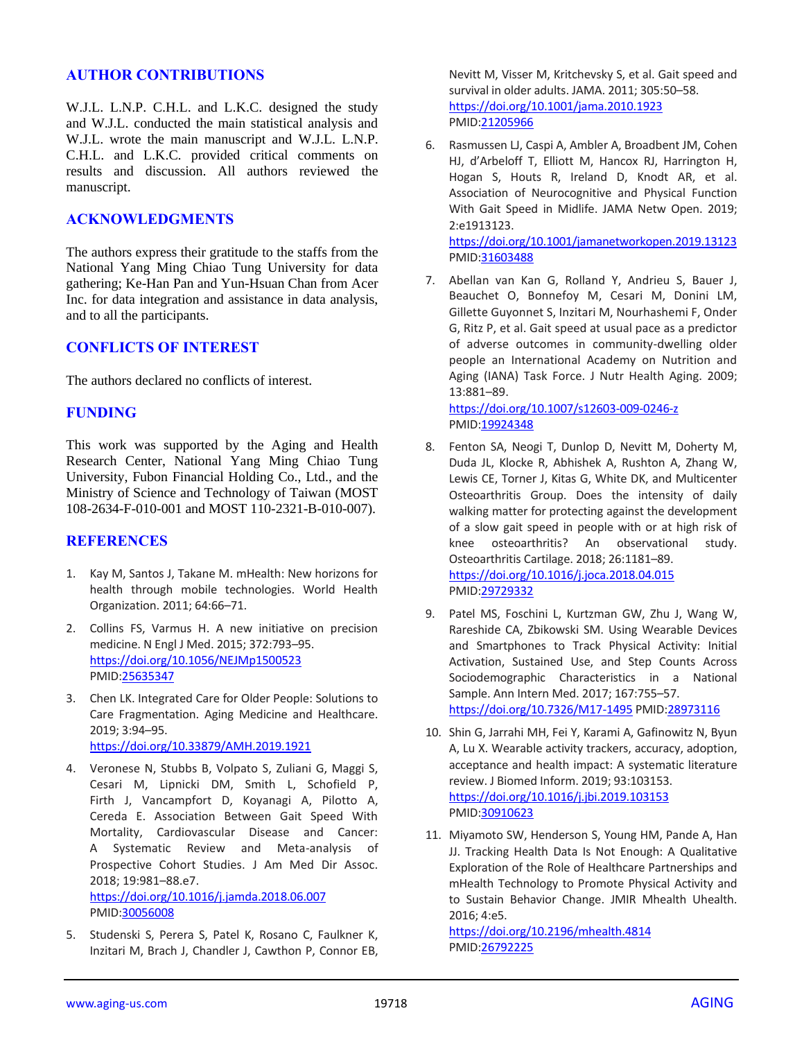## AUTHOR CONTRIBUTIONS

W.J.L. L.N.P. C.H.L. and L.K.C. designed the study and W.J.L. conducted the main statistical analysis and W.J.L. wrote the main manuscript and W.J.L. L.N.P. C.H.L. and L.K.C. provided critical comments on results and discussion. All authors reviewed the manuscript.

## ACKNOWLEDGMENTS

The authors express their gratitude to the staffs from the National Yang Ming Chiao Tung University for data gathering; Ke-Han Pan and Yun-Hsuan Chan from Acer Inc. for data integration and assistance in data analysis, and to all the participants.

## CONFLICTS OF INTEREST

The authors declared no conflicts of interest.

## FUNDING

This work was supported by the Aging and Health Research Center, National Yang Ming Chiao Tung University, Fubon Financial Holding Co., Ltd., and the Ministry of Science and Technology of Taiwan (MOST 108-2634-F-010-001 and MOST 110-2321-B-010-007).

## REFERENCES

1. Kay M, Santos J, Takane M. mHealth: New horizons for health through mobile technologies. World Health Organization. 2011; 64:66–71.

2. Collins FS, Varmus H. A new initiative on precision medicine. N Engl J Med. 2015; 372:793–95. https://doi.org/10.1056/NEJMp1500523 PMID:25635347

3. Chen LK. Integrated Care for Older People: Solutions to Care Fragmentation. Aging Medicine and Healthcare. 2019; 3:94–95. https://doi.org/10.33879/AMH.2019.1921

4. Veronese N, Stubbs B, Volpato S, Zuliani G, Maggi S, Cesari M, Lipnicki DM, Smith L, Schofield P, Firth J, Vancampfort D, Koyanagi A, Pilotto A, Cereda E. Association Between Gait Speed With Mortality, Cardiovascular Disease and Cancer: A Systematic Review and Meta-analysis of Prospective Cohort Studies. J Am Med Dir Assoc. 2018; 19:981–88.e7. https://doi.org/10.1016/j.jamda.2018.06.007 PMID:30056008

5. Studenski S, Perera S, Patel K, Rosano C, Faulkner K, Inzitari M, Brach J, Chandler J, Cawthon P, Connor EB, Nevitt M, Visser M, Kritchevsky S, et al. Gait speed and survival in older adults. JAMA. 2011; 305:50–58. https://doi.org/10.1001/jama.2010.1923 PMID:21205966

6. Rasmussen LJ, Caspi A, Ambler A, Broadbent JM, Cohen HJ, d'Arbeloff T, Elliott M, Hancox RJ, Harrington H, Hogan S, Houts R, Ireland D, Knodt AR, et al. Association of Neurocognitive and Physical Function With Gait Speed in Midlife. JAMA Netw Open. 2019; 2:e1913123. https://doi.org/10.1001/jamanetworkopen.2019.13123 PMID:31603488

7. Abellan van Kan G, Rolland Y, Andrieu S, Bauer J, Beauchet O, Bonnefoy M, Cesari M, Donini LM, Gillette Guyonnet S, Inzitari M, Nourhashemi F, Onder G, Ritz P, et al. Gait speed at usual pace as a predictor of adverse outcomes in community-dwelling older people an International Academy on Nutrition and Aging (IANA) Task Force. J Nutr Health Aging. 2009; 13:881–89. https://doi.org/10.1007/s12603-009-0246-z PMID:19924348

8. Fenton SA, Neogi T, Dunlop D, Nevitt M, Doherty M, Duda JL, Klocke R, Abhishek A, Rushton A, Zhang W, Lewis CE, Torner J, Kitas G, White DK, and Multicenter Osteoarthritis Group. Does the intensity of daily walking matter for protecting against the development of a slow gait speed in people with or at high risk of knee osteoarthritis? An observational study. Osteoarthritis Cartilage. 2018; 26:1181–89. https://doi.org/10.1016/j.joca.2018.04.015 PMID:29729332

9. Patel MS, Foschini L, Kurtzman GW, Zhu J, Wang W, Rareshide CA, Zbikowski SM. Using Wearable Devices and Smartphones to Track Physical Activity: Initial Activation, Sustained Use, and Step Counts Across Sociodemographic Characteristics in a National Sample. Ann Intern Med. 2017; 167:755–57. https://doi.org/10.7326/M17-1495 PMID:28973116

10. Shin G, Jarrahi MH, Fei Y, Karami A, Gafinowitz N, Byun A, Lu X. Wearable activity trackers, accuracy, adoption, acceptance and health impact: A systematic literature review. J Biomed Inform. 2019; 93:103153. https://doi.org/10.1016/j.jbi.2019.103153 PMID:30910623

11. Miyamoto SW, Henderson S, Young HM, Pande A, Han JJ. Tracking Health Data Is Not Enough: A Qualitative Exploration of the Role of Healthcare Partnerships and mHealth Technology to Promote Physical Activity and to Sustain Behavior Change. JMIR Mhealth Uhealth. 2016; 4:e5. https://doi.org/10.2196/mhealth.4814 PMID:26792225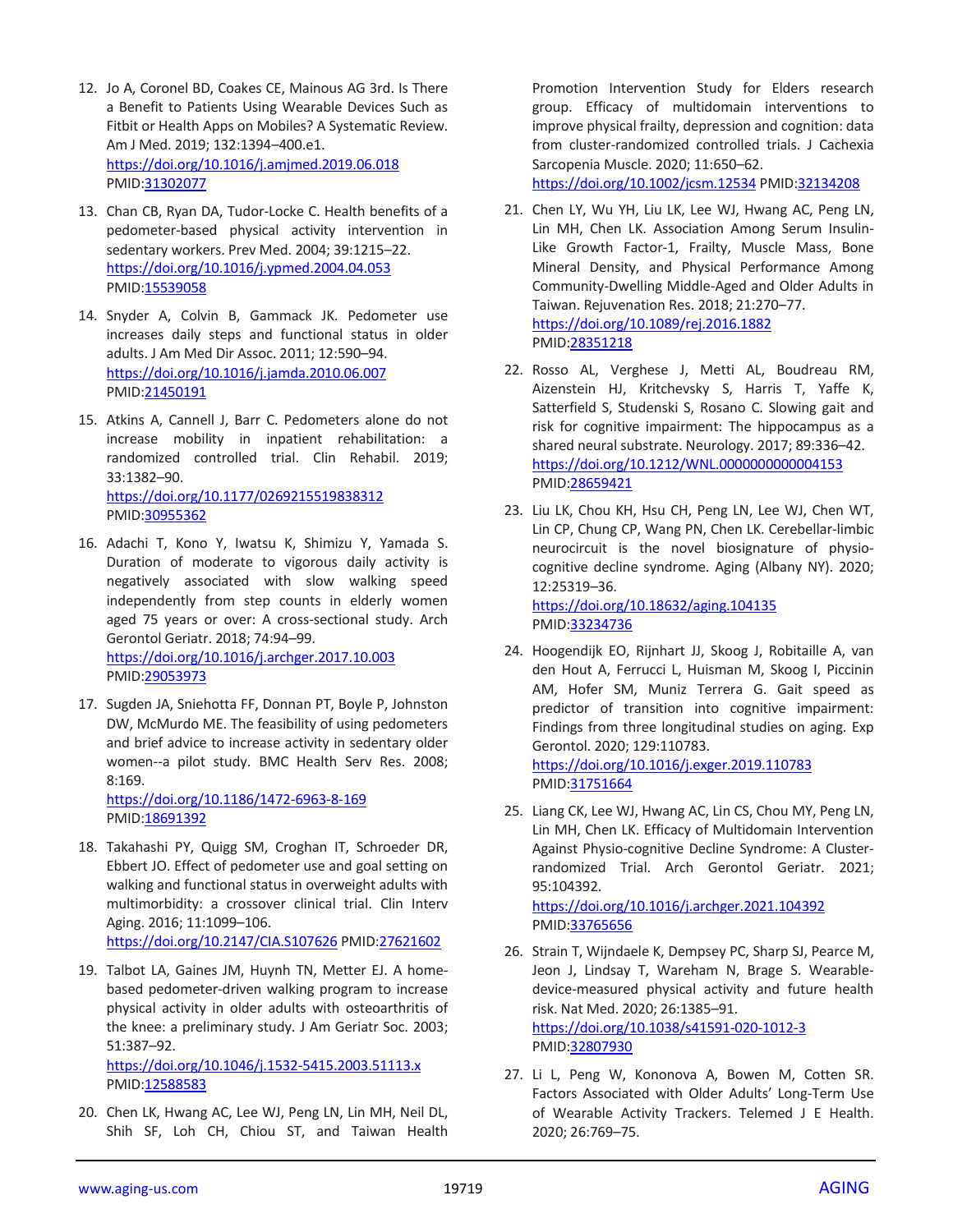12. Jo A, Coronel BD, Coakes CE, Mainous AG 3rd. Is There a Benefit to Patients Using Wearable Devices Such as Fitbit or Health Apps on Mobiles? A Systematic Review. Am J Med. 2019; 132:1394–400.e1. https://doi.org/10.1016/j.amjmed.2019.06.018 PMID:31302077

13. Chan CB, Ryan DA, Tudor-Locke C. Health benefits of a pedometer-based physical activity intervention in sedentary workers. Prev Med. 2004; 39:1215–22. https://doi.org/10.1016/j.ypmed.2004.04.053 PMID:15539058

14. Snyder A, Colvin B, Gammack JK. Pedometer use increases daily steps and functional status in older adults. J Am Med Dir Assoc. 2011; 12:590–94. https://doi.org/10.1016/j.jamda.2010.06.007 PMID:21450191

15. Atkins A, Cannell J, Barr C. Pedometers alone do not increase mobility in inpatient rehabilitation: a randomized controlled trial. Clin Rehabil. 2019; 33:1382–90. https://doi.org/10.1177/0269215519838312 PMID:30955362

16. Adachi T, Kono Y, Iwatsu K, Shimizu Y, Yamada S. Duration of moderate to vigorous daily activity is negatively associated with slow walking speed independently from step counts in elderly women aged 75 years or over: A cross-sectional study. Arch Gerontol Geriatr. 2018; 74:94–99. https://doi.org/10.1016/j.archger.2017.10.003 PMID:29053973

17. Sugden JA, Sniehotta FF, Donnan PT, Boyle P, Johnston DW, McMurdo ME. The feasibility of using pedometers and brief advice to increase activity in sedentary older women--a pilot study. BMC Health Serv Res. 2008; 8:169. https://doi.org/10.1186/1472-6963-8-169 PMID:18691392

18. Takahashi PY, Quigg SM, Croghan IT, Schroeder DR, Ebbert JO. Effect of pedometer use and goal setting on walking and functional status in overweight adults with multimorbidity: a crossover clinical trial. Clin Interv Aging. 2016; 11:1099–106. https://doi.org/10.2147/CIA.S107626 PMID:27621602

19. Talbot LA, Gaines JM, Huynh TN, Metter EJ. A home-based pedometer-driven walking program to increase physical activity in older adults with osteoarthritis of the knee: a preliminary study. J Am Geriatr Soc. 2003; 51:387–92. https://doi.org/10.1046/j.1532-5415.2003.51113.x PMID:12588583

20. Chen LK, Hwang AC, Lee WJ, Peng LN, Lin MH, Neil DL, Shih SF, Loh CH, Chiou ST, and Taiwan Health Promotion Intervention Study for Elders research group. Efficacy of multidomain interventions to improve physical frailty, depression and cognition: data from cluster-randomized controlled trials. J Cachexia Sarcopenia Muscle. 2020; 11:650–62. https://doi.org/10.1002/jcsm.12534 PMID:32134208

21. Chen LY, Wu YH, Liu LK, Lee WJ, Hwang AC, Peng LN, Lin MH, Chen LK. Association Among Serum Insulin-Like Growth Factor-1, Frailty, Muscle Mass, Bone Mineral Density, and Physical Performance Among Community-Dwelling Middle-Aged and Older Adults in Taiwan. Rejuvenation Res. 2018; 21:270–77. https://doi.org/10.1089/rej.2016.1882 PMID:28351218

22. Rosso AL, Verghese J, Metti AL, Boudreau RM, Aizenstein HJ, Kritchevsky S, Harris T, Yaffe K, Satterfield S, Studenski S, Rosano C. Slowing gait and risk for cognitive impairment: The hippocampus as a shared neural substrate. Neurology. 2017; 89:336–42. https://doi.org/10.1212/WNL.0000000000004153 PMID:28659421

23. Liu LK, Chou KH, Hsu CH, Peng LN, Lee WJ, Chen WT, Lin CP, Chung CP, Wang PN, Chen LK. Cerebellar-limbic neurocircuit is the novel biosignature of physio-cognitive decline syndrome. Aging (Albany NY). 2020; 12:25319–36. https://doi.org/10.18632/aging.104135 PMID:33234736

24. Hoogendijk EO, Rijnhart JJ, Skoog J, Robitaille A, van den Hout A, Ferrucci L, Huisman M, Skoog I, Piccinin AM, Hofer SM, Muniz Terrera G. Gait speed as predictor of transition into cognitive impairment: Findings from three longitudinal studies on aging. Exp Gerontol. 2020; 129:110783. https://doi.org/10.1016/j.exger.2019.110783 PMID:31751664

25. Liang CK, Lee WJ, Hwang AC, Lin CS, Chou MY, Peng LN, Lin MH, Chen LK. Efficacy of Multidomain Intervention Against Physio-cognitive Decline Syndrome: A Cluster-randomized Trial. Arch Gerontol Geriatr. 2021; 95:104392. https://doi.org/10.1016/j.archger.2021.104392 PMID:33765656

26. Strain T, Wijndaele K, Dempsey PC, Sharp SJ, Pearce M, Jeon J, Lindsay T, Wareham N, Brage S. Wearable-device-measured physical activity and future health risk. Nat Med. 2020; 26:1385–91. https://doi.org/10.1038/s41591-020-1012-3 PMID:32807930

27. Li L, Peng W, Kononova A, Bowen M, Cotten SR. Factors Associated with Older Adults' Long-Term Use of Wearable Activity Trackers. Telemed J E Health. 2020; 26:769–75.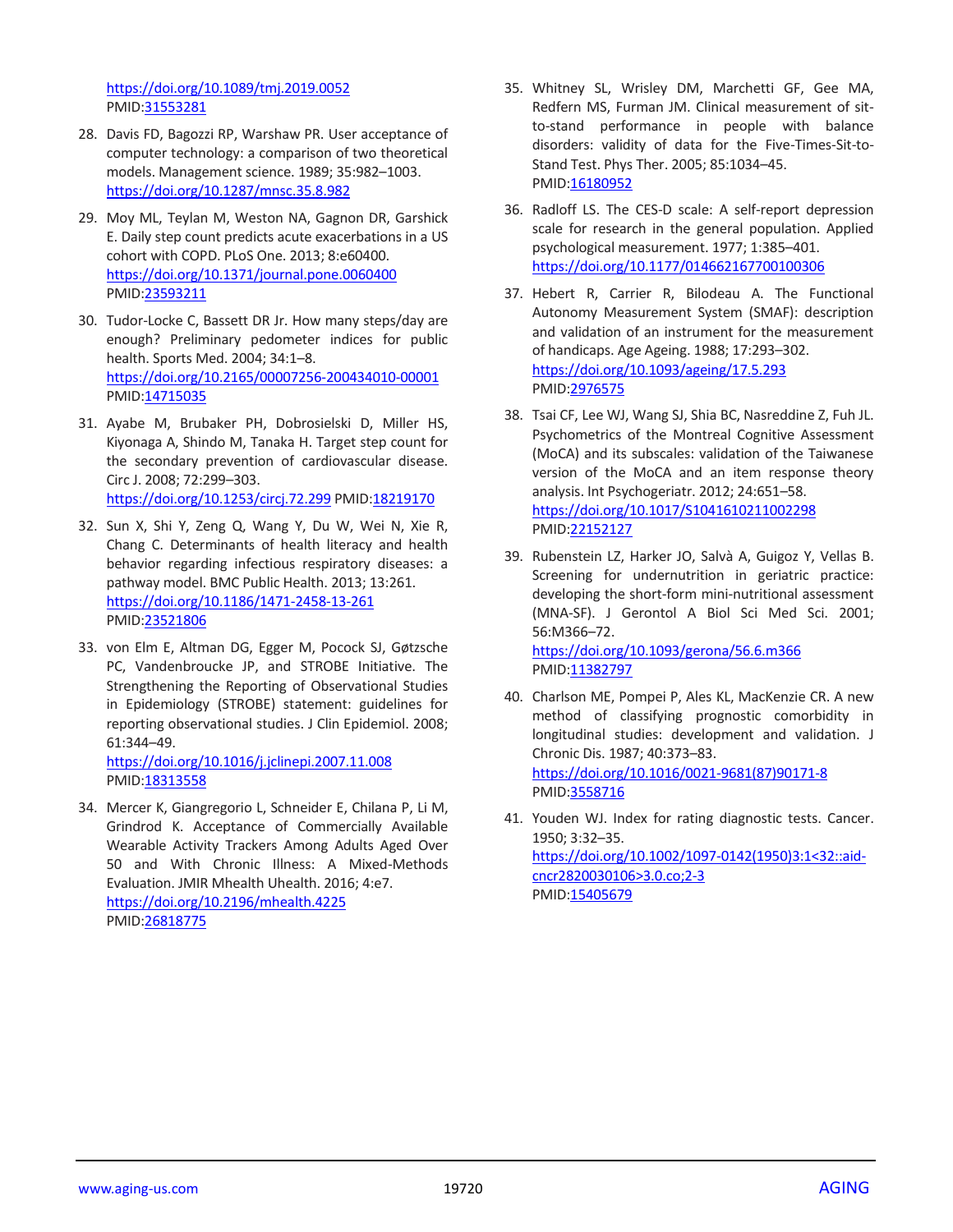https://doi.org/10.1089/tmj.2019.0052
PMID:31553281

28. Davis FD, Bagozzi RP, Warshaw PR. User acceptance of computer technology: a comparison of two theoretical models. Management science. 1989; 35:982–1003. https://doi.org/10.1287/mnsc.35.8.982

29. Moy ML, Teylan M, Weston NA, Gagnon DR, Garshick E. Daily step count predicts acute exacerbations in a US cohort with COPD. PLoS One. 2013; 8:e60400. https://doi.org/10.1371/journal.pone.0060400
PMID:23593211

30. Tudor-Locke C, Bassett DR Jr. How many steps/day are enough? Preliminary pedometer indices for public health. Sports Med. 2004; 34:1–8. https://doi.org/10.2165/00007256-200434010-00001
PMID:14715035

31. Ayabe M, Brubaker PH, Dobrosielski D, Miller HS, Kiyonaga A, Shindo M, Tanaka H. Target step count for the secondary prevention of cardiovascular disease. Circ J. 2008; 72:299–303. https://doi.org/10.1253/circj.72.299 PMID:18219170

32. Sun X, Shi Y, Zeng Q, Wang Y, Du W, Wei N, Xie R, Chang C. Determinants of health literacy and health behavior regarding infectious respiratory diseases: a pathway model. BMC Public Health. 2013; 13:261. https://doi.org/10.1186/1471-2458-13-261
PMID:23521806

33. von Elm E, Altman DG, Egger M, Pocock SJ, Gøtzsche PC, Vandenbroucke JP, and STROBE Initiative. The Strengthening the Reporting of Observational Studies in Epidemiology (STROBE) statement: guidelines for reporting observational studies. J Clin Epidemiol. 2008; 61:344–49.
https://doi.org/10.1016/j.jclinepi.2007.11.008
PMID:18313558

34. Mercer K, Giangregorio L, Schneider E, Chilana P, Li M, Grindrod K. Acceptance of Commercially Available Wearable Activity Trackers Among Adults Aged Over 50 and With Chronic Illness: A Mixed-Methods Evaluation. JMIR Mhealth Uhealth. 2016; 4:e7. https://doi.org/10.2196/mhealth.4225
PMID:26818775

35. Whitney SL, Wrisley DM, Marchetti GF, Gee MA, Redfern MS, Furman JM. Clinical measurement of sit-to-stand performance in people with balance disorders: validity of data for the Five-Times-Sit-to-Stand Test. Phys Ther. 2005; 85:1034–45.
PMID:16180952

36. Radloff LS. The CES-D scale: A self-report depression scale for research in the general population. Applied psychological measurement. 1977; 1:385–401. https://doi.org/10.1177/014662167700100306

37. Hebert R, Carrier R, Bilodeau A. The Functional Autonomy Measurement System (SMAF): description and validation of an instrument for the measurement of handicaps. Age Ageing. 1988; 17:293–302. https://doi.org/10.1093/ageing/17.5.293
PMID:2976575

38. Tsai CF, Lee WJ, Wang SJ, Shia BC, Nasreddine Z, Fuh JL. Psychometrics of the Montreal Cognitive Assessment (MoCA) and its subscales: validation of the Taiwanese version of the MoCA and an item response theory analysis. Int Psychogeriatr. 2012; 24:651–58. https://doi.org/10.1017/S1041610211002298
PMID:22152127

39. Rubenstein LZ, Harker JO, Salvà A, Guigoz Y, Vellas B. Screening for undernutrition in geriatric practice: developing the short-form mini-nutritional assessment (MNA-SF). J Gerontol A Biol Sci Med Sci. 2001; 56:M366–72.
https://doi.org/10.1093/gerona/56.6.m366
PMID:11382797

40. Charlson ME, Pompei P, Ales KL, MacKenzie CR. A new method of classifying prognostic comorbidity in longitudinal studies: development and validation. J Chronic Dis. 1987; 40:373–83.
https://doi.org/10.1016/0021-9681(87)90171-8
PMID:3558716

41. Youden WJ. Index for rating diagnostic tests. Cancer. 1950; 3:32–35.
https://doi.org/10.1002/1097-0142(1950)3:1<32::aid-cncr2820030106>3.0.co;2-3
PMID:15405679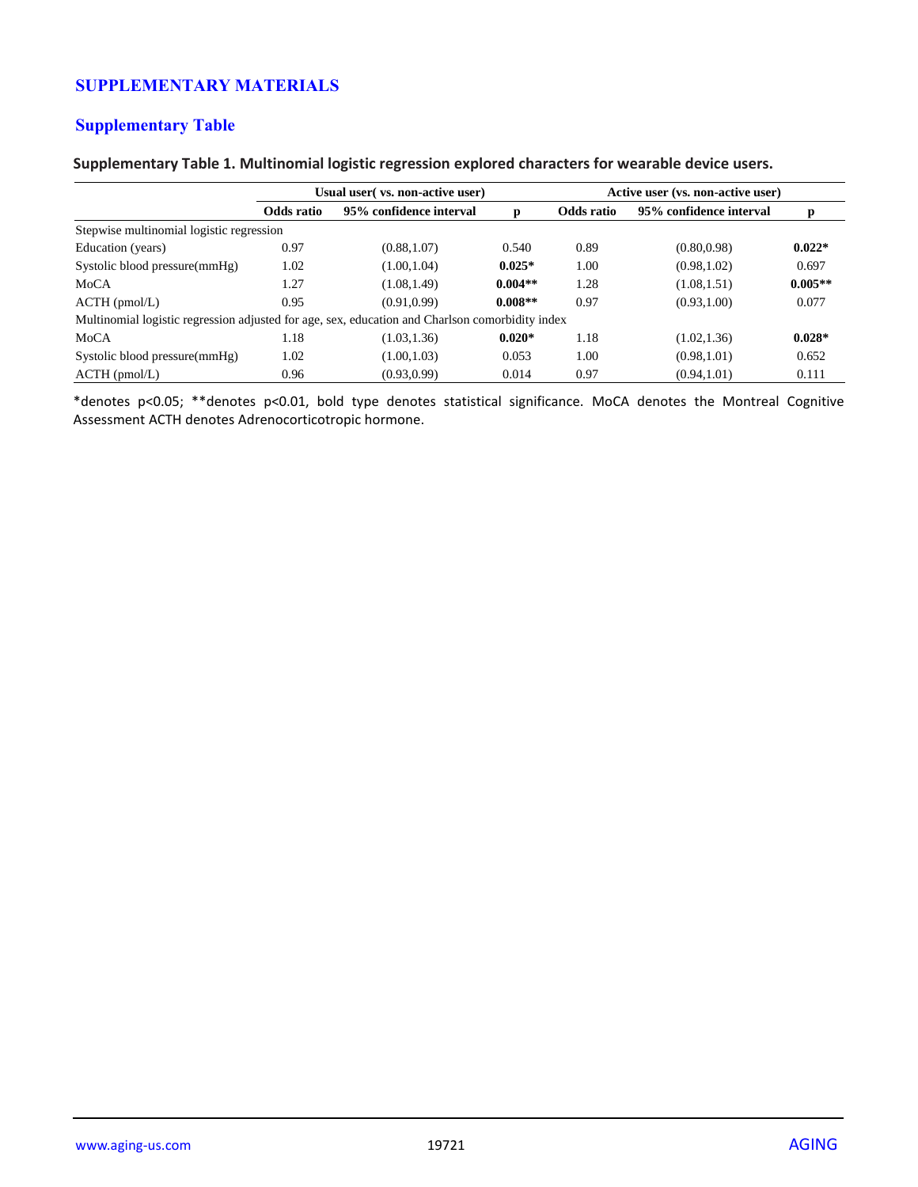## SUPPLEMENTARY MATERIALS

### Supplementary Table

**Supplementary Table 1. Multinomial logistic regression explored characters for wearable device users.**

| | Usual user( vs. non-active user) | | | Active user (vs. non-active user) | | |
|---|---|---|---|---|---|---|
| | **Odds ratio** | **95% confidence interval** | **p** | **Odds ratio** | **95% confidence interval** | **p** |
| Stepwise multinomial logistic regression | | | | | | |
| Education (years) | 0.97 | (0.88,1.07) | 0.540 | 0.89 | (0.80,0.98) | **0.022*** |
| Systolic blood pressure(mmHg) | 1.02 | (1.00,1.04) | **0.025*** | 1.00 | (0.98,1.02) | 0.697 |
| MoCA | 1.27 | (1.08,1.49) | **0.004**** | 1.28 | (1.08,1.51) | **0.005**** |
| ACTH (pmol/L) | 0.95 | (0.91,0.99) | **0.008**** | 0.97 | (0.93,1.00) | 0.077 |
| Multinomial logistic regression adjusted for age, sex, education and Charlson comorbidity index | | | | | | |
| MoCA | 1.18 | (1.03,1.36) | **0.020*** | 1.18 | (1.02,1.36) | **0.028*** |
| Systolic blood pressure(mmHg) | 1.02 | (1.00,1.03) | 0.053 | 1.00 | (0.98,1.01) | 0.652 |
| ACTH (pmol/L) | 0.96 | (0.93,0.99) | 0.014 | 0.97 | (0.94,1.01) | 0.111 |

*denotes p<0.05; **denotes p<0.01, bold type denotes statistical significance. MoCA denotes the Montreal Cognitive Assessment ACTH denotes Adrenocorticotropic hormone.